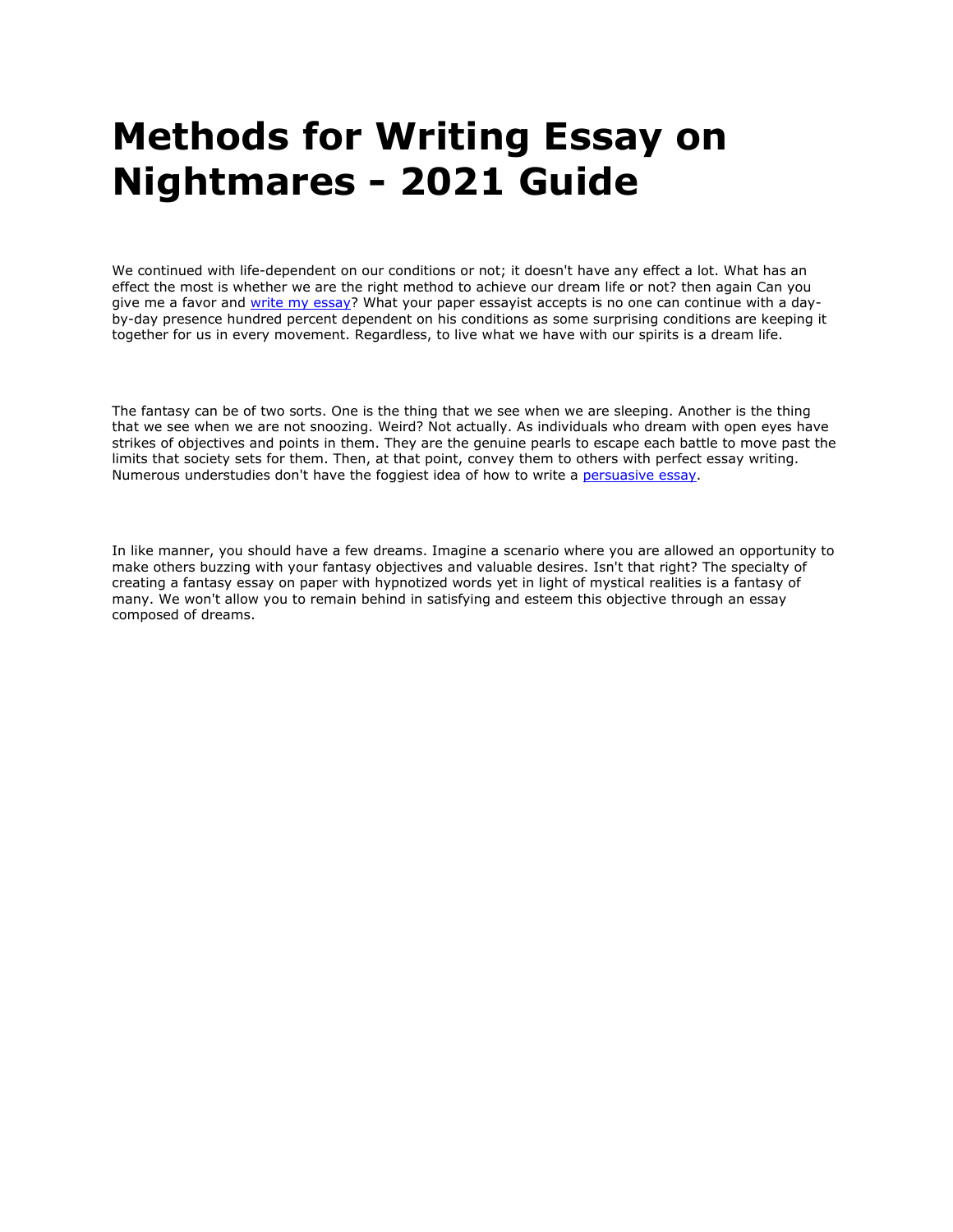# Methods for Writing Essay on Nightmares - 2021 Guide

We continued with life-dependent on our conditions or not; it doesn't have any effect a lot. What has an effect the most is whether we are the right method to achieve our dream life or not? then again Can you give me a favor and [write my essay](write my essay)? What your paper essayist accepts is no one can continue with a day-by-day presence hundred percent dependent on his conditions as some surprising conditions are keeping it together for us in every movement. Regardless, to live what we have with our spirits is a dream life.

The fantasy can be of two sorts. One is the thing that we see when we are sleeping. Another is the thing that we see when we are not snoozing. Weird? Not actually. As individuals who dream with open eyes have strikes of objectives and points in them. They are the genuine pearls to escape each battle to move past the limits that society sets for them. Then, at that point, convey them to others with perfect essay writing. Numerous understudies don't have the foggiest idea of how to write a [persuasive essay](persuasive essay).

In like manner, you should have a few dreams. Imagine a scenario where you are allowed an opportunity to make others buzzing with your fantasy objectives and valuable desires. Isn't that right? The specialty of creating a fantasy essay on paper with hypnotized words yet in light of mystical realities is a fantasy of many. We won't allow you to remain behind in satisfying and esteem this objective through an essay composed of dreams.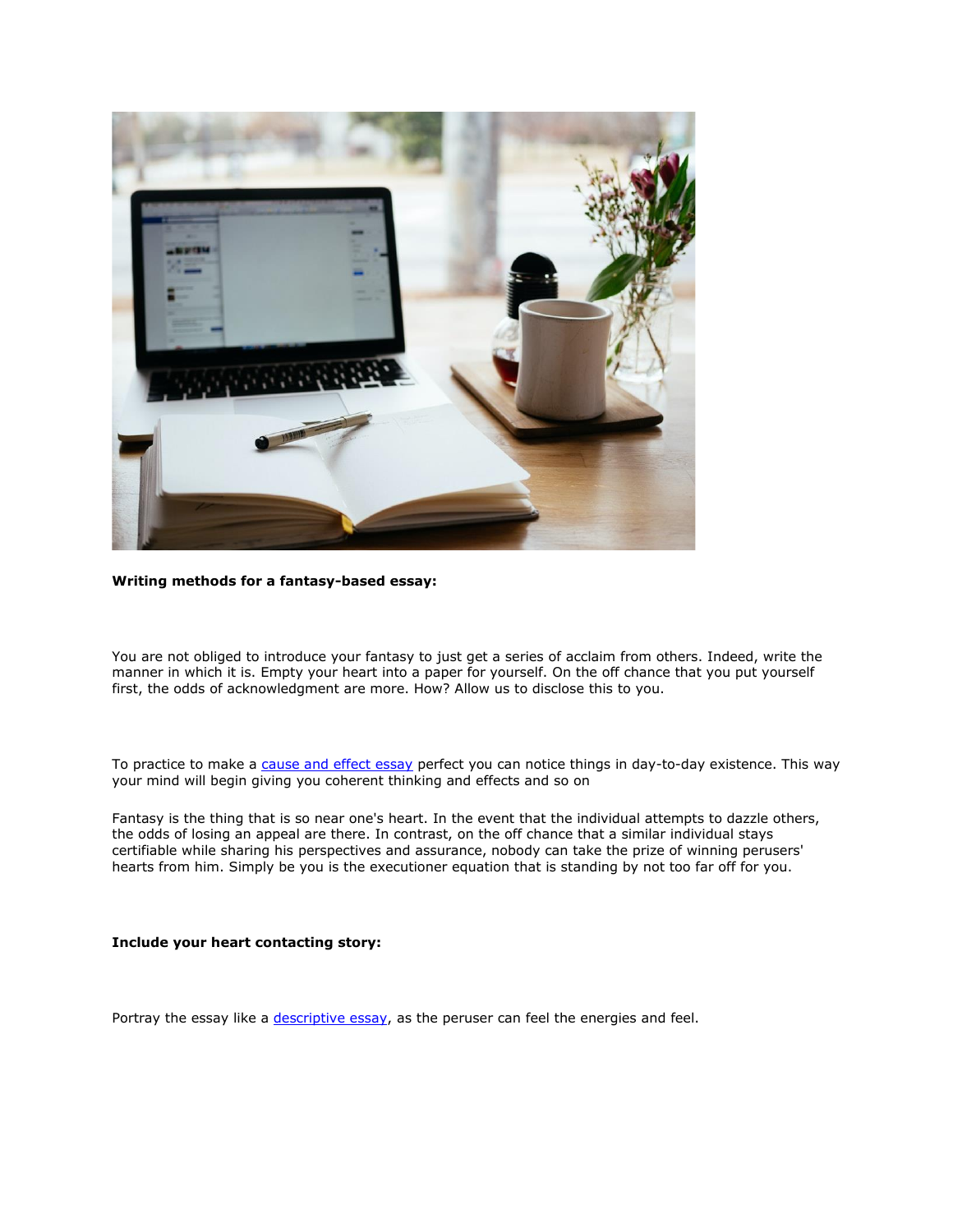**Writing methods for a fantasy-based essay:**

You are not obliged to introduce your fantasy to just get a series of acclaim from others. Indeed, write the manner in which it is. Empty your heart into a paper for yourself. On the off chance that you put yourself first, the odds of acknowledgment are more. How? Allow us to disclose this to you.

To practice to make a [cause and effect essay]() perfect you can notice things in day-to-day existence. This way your mind will begin giving you coherent thinking and effects and so on

Fantasy is the thing that is so near one's heart. In the event that the individual attempts to dazzle others, the odds of losing an appeal are there. In contrast, on the off chance that a similar individual stays certifiable while sharing his perspectives and assurance, nobody can take the prize of winning perusers' hearts from him. Simply be you is the executioner equation that is standing by not too far off for you.

**Include your heart contacting story:**

Portray the essay like a [descriptive essay](), as the peruser can feel the energies and feel.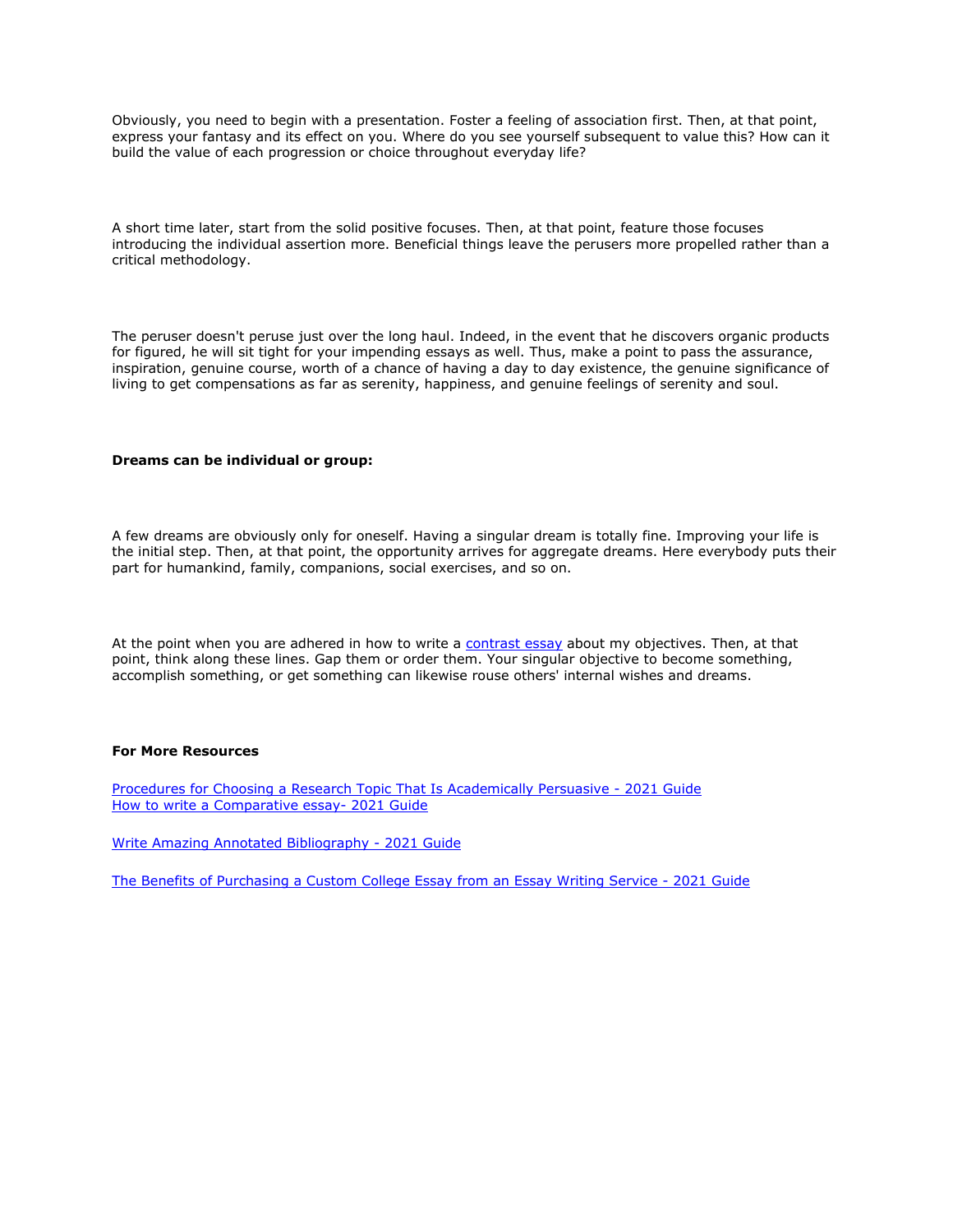Obviously, you need to begin with a presentation. Foster a feeling of association first. Then, at that point, express your fantasy and its effect on you. Where do you see yourself subsequent to value this? How can it build the value of each progression or choice throughout everyday life?

A short time later, start from the solid positive focuses. Then, at that point, feature those focuses introducing the individual assertion more. Beneficial things leave the perusers more propelled rather than a critical methodology.

The peruser doesn't peruse just over the long haul. Indeed, in the event that he discovers organic products for figured, he will sit tight for your impending essays as well. Thus, make a point to pass the assurance, inspiration, genuine course, worth of a chance of having a day to day existence, the genuine significance of living to get compensations as far as serenity, happiness, and genuine feelings of serenity and soul.

**Dreams can be individual or group:**

A few dreams are obviously only for oneself. Having a singular dream is totally fine. Improving your life is the initial step. Then, at that point, the opportunity arrives for aggregate dreams. Here everybody puts their part for humankind, family, companions, social exercises, and so on.

At the point when you are adhered in how to write a contrast essay about my objectives. Then, at that point, think along these lines. Gap them or order them. Your singular objective to become something, accomplish something, or get something can likewise rouse others' internal wishes and dreams.

**For More Resources**

Procedures for Choosing a Research Topic That Is Academically Persuasive - 2021 Guide
How to write a Comparative essay- 2021 Guide

Write Amazing Annotated Bibliography - 2021 Guide

The Benefits of Purchasing a Custom College Essay from an Essay Writing Service - 2021 Guide